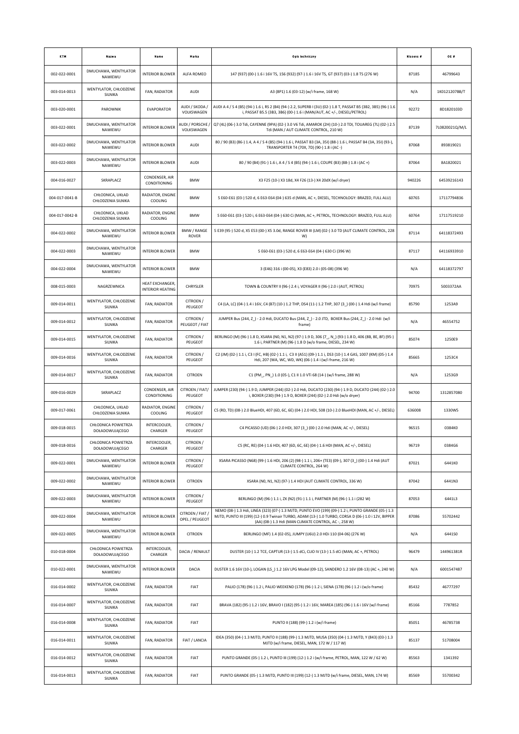| KTM | Nazwa | Name | Marka | Opis techniczny | Nissens # | OE # |
|---|---|---|---|---|---|---|
| 002-022-0001 | DMUCHAWA, WENTYLATOR NAWIEWU | INTERIOR BLOWER | ALFA ROMEO | 147 (937) (00-) 1.6 i 16V TS, 156 (932) (97-) 1.6 i 16V TS, GT (937) (03-) 1.8 TS (276 W) | 87185 | 46799643 |
| 003-014-0013 | WENTYLATOR, CHŁODZENIE SILNIKA | FAN, RADIATOR | AUDI | A3 (8P1) 1.6 (03-12) (w/i frame, 168 W) | N/A | 1K0121207BB/T |
| 003-020-0001 | PAROWNIK | EVAPORATOR | AUDI / SKODA / VOLKSWAGEN | AUDI A 4 / S 4 (B5) (94-) 1.6 i, RS 2 (B4) (94-) 2.2, SUPERB I (3U) (02-) 1.8 T, PASSAT B5 (3B2, 3B5) (96-) 1.6 i, PASSAT B5.5 (3B3, 3B6) (00-) 1.6 i (MAN/AUT, AC +/-, DIESEL/PETROL) | 92272 | 8D1820103D |
| 003-022-0001 | DMUCHAWA, WENTYLATOR NAWIEWU | INTERIOR BLOWER | AUDI / PORSCHE / VOLKSWAGEN | Q7 (4L) (06-) 3.0 Tdi, CAYENNE (9PA) (02-) 3.0 V6 Tdi, AMAROK (2H) (10-) 2.0 TDI, TOUAREG (7L) (02-) 2.5 Tdi (MAN / AUT CLIMATE CONTROL, 210 W) | 87139 | 7L0820021Q/M/L |
| 003-022-0002 | DMUCHAWA, WENTYLATOR NAWIEWU | INTERIOR BLOWER | AUDI | 80 / 90 (B3) (86-) 1.4, A 4 / S 4 (B5) (94-) 1.6 i, PASSAT B3 (3A, 35I) (88-) 1.6 i, PASSAT B4 (3A, 35I) (93-), TRANSPORTER T4 (70X, 7D) (90-) 1.8 i (AC -) | 87068 | 893819021 |
| 003-022-0003 | DMUCHAWA, WENTYLATOR NAWIEWU | INTERIOR BLOWER | AUDI | 80 / 90 (B4) (91-) 1.6 i, A 4 / S 4 (B5) (94-) 1.6 i, COUPE (B3) (88-) 1.8 i (AC +) | 87064 | 8A1820021 |
| 004-016-0027 | SKRAPLACZ | CONDENSER, AIR CONDITIONING | BMW | X3 F25 (10-) X3 18d, X4 F26 (13-) X4 20dX (w/i dryer) | 940226 | 64539216143 |
| 004-017-0041-B | CHŁODNICA, UKŁAD CHŁODZENIA SILNIKA | RADIATOR, ENGINE COOLING | BMW | 5 E60-E61 (03-) 520 d, 6 E63-E64 (04-) 635 d (MAN, AC +, DIESEL, TECHNOLOGY: BRAZED, FULL ALU) | 60765 | 17117794836 |
| 004-017-0042-B | CHŁODNICA, UKŁAD CHŁODZENIA SILNIKA | RADIATOR, ENGINE COOLING | BMW | 5 E60-E61 (03-) 520 i, 6 E63-E64 (04-) 630 Ci (MAN, AC +, PETROL, TECHNOLOGY: BRAZED, FULL ALU) | 60764 | 17117519210 |
| 004-022-0002 | DMUCHAWA, WENTYLATOR NAWIEWU | INTERIOR BLOWER | BMW / RANGE ROVER | 5 E39 (95-) 520 d, X5 E53 (00-) X5 3.0d, RANGE ROVER III (LM) (02-) 3.0 TD (AUT CLIMATE CONTROL, 228 W) | 87114 | 64118372493 |
| 004-022-0003 | DMUCHAWA, WENTYLATOR NAWIEWU | INTERIOR BLOWER | BMW | 5 E60-E61 (03-) 520 d, 6 E63-E64 (04-) 630 Ci (396 W) | 87117 | 64116933910 |
| 004-022-0004 | DMUCHAWA, WENTYLATOR NAWIEWU | INTERIOR BLOWER | BMW | 3 (E46) 316 i (00-05), X3 (E83) 2.0 i (05-08) (396 W) | N/A | 64118372797 |
| 008-015-0003 | NAGRZEWNICA | HEAT EXCHANGER, INTERIOR HEATING | CHRYSLER | TOWN & COUNTRY II (96-) 2.4 i, VOYAGER II (96-) 2.0 i (AUT, PETROL) | 70975 | 5003372AA |
| 009-014-0011 | WENTYLATOR, CHŁODZENIE SILNIKA | FAN, RADIATOR | CITROEN / PEUGEOT | C4 (LA, LC) (04-) 1.4 i 16V, C4 (B7) (10-) 1.2 THP, DS4 (11-) 1.2 THP, 307 (3_) (00-) 1.4 Hdi (w/i frame) | 85790 | 1253A9 |
| 009-014-0012 | WENTYLATOR, CHŁODZENIE SILNIKA | FAN, RADIATOR | CITROEN / PEUGEOT / FIAT | JUMPER Bus (244, Z_) - 2.0 Hdi, DUCATO Bus (244, Z_) - 2.0 JTD, BOXER Bus (244, Z_) - 2.0 Hdi (w/i frame) | N/A | 46554752 |
| 009-014-0015 | WENTYLATOR, CHŁODZENIE SILNIKA | FAN, RADIATOR | CITROEN / PEUGEOT | BERLINGO (M) (96-) 1.8 D, XSARA (N0, N1, N2) (97-) 1.9 D, 306 (7_, N_) (93-) 1.8 D, 406 (8B, 8E, 8F) (95-) 1.6 i, PARTNER (M) (96-) 1.8 D (w/o frame, DIESEL, 234 W) | 85074 | 1250E9 |
| 009-014-0016 | WENTYLATOR, CHŁODZENIE SILNIKA | FAN, RADIATOR | CITROEN / PEUGEOT | C2 (JM) (02-) 1.1 i, C3 I (FC, HB) (02-) 1.1 i, C3 II (A51) (09-) 1.1 i, DS3 (10-) 1.4 GAS, 1007 (KM) (05-) 1.4 Hdi, 207 (WA, WC, WD, WK) (06-) 1.4 i (w/i frame, 216 W) | 85665 | 1253C4 |
| 009-014-0017 | WENTYLATOR, CHŁODZENIE SILNIKA | FAN, RADIATOR | CITROEN | C1 (PM_, PN_) 1.0 (05-), C1 II 1.0 VTi 68 (14-) (w/i frame, 288 W) | N/A | 1253G9 |
| 009-016-0029 | SKRAPLACZ | CONDENSER, AIR CONDITIONING | CITROEN / FIAT/ PEUGEOT | JUMPER (230) (94-) 1.9 D, JUMPER (244) (02-) 2.0 Hdi, DUCATO (230) (94-) 1.9 D, DUCATO (244) (02-) 2.0 i, BOXER (230) (94-) 1.9 D, BOXER (244) (02-) 2.0 Hdi (w/o dryer) | 94700 | 1312857080 |
| 009-017-0061 | CHŁODNICA, UKŁAD CHŁODZENIA SILNIKA | RADIATOR, ENGINE COOLING | CITROEN / PEUGEOT | C5 (RD, TD) (08-) 2.0 BlueHDI, 407 (6D, 6C, 6E) (04-) 2.0 HDI, 508 (10-) 2.0 BlueHDI (MAN, AC +/-, DIESEL) | 636008 | 1330W5 |
| 009-018-0015 | CHŁODNICA POWIETRZA DOŁADOWUJĄCEGO | INTERCOOLER, CHARGER | CITROEN / PEUGEOT | C4 PICASSO (UD) (06-) 2.0 HDI, 307 (3_) (00-) 2.0 Hdi (MAN, AC +/-, DIESEL) | 96515 | 0384K0 |
| 009-018-0016 | CHŁODNICA POWIETRZA DOŁADOWUJĄCEGO | INTERCOOLER, CHARGER | CITROEN / PEUGEOT | C5 (RC, RE) (04-) 1.6 HDI, 407 (6D, 6C, 6E) (04-) 1.6 HDI (MAN, AC +/-, DIESEL) | 96719 | 0384G6 |
| 009-022-0001 | DMUCHAWA, WENTYLATOR NAWIEWU | INTERIOR BLOWER | CITROEN / PEUGEOT | XSARA PICASSO (N68) (99-) 1.6 HDI, 206 (2) (98-) 1.1 i, 206+ (TE3) (09-), 307 (3_) (00-) 1.4 Hdi (AUT CLIMATE CONTROL, 264 W) | 87021 | 6441K0 |
| 009-022-0002 | DMUCHAWA, WENTYLATOR NAWIEWU | INTERIOR BLOWER | CITROEN | XSARA (N0, N1, N2) (97-) 1.4 HDI (AUT CLIMATE CONTROL, 336 W) | 87042 | 6441N3 |
| 009-022-0003 | DMUCHAWA, WENTYLATOR NAWIEWU | INTERIOR BLOWER | CITROEN / PEUGEOT | BERLINGO (M) (96-) 1.1 i, ZX (N2) (91-) 1.1 i, PARTNER (M) (96-) 1.1 i (282 W) | 87053 | 6441L3 |
| 009-022-0004 | DMUCHAWA, WENTYLATOR NAWIEWU | INTERIOR BLOWER | CITROEN / FIAT / OPEL / PEUGEOT | NEMO (08-) 1.3 Hdi, LINEA (323) (07-) 1.3 MJTD, PUNTO EVO (199) (09-) 1.2 i, PUNTO GRANDE (05-) 1.3 MJTD, PUNTO III (199) (12-) 0.9 Twinair TURBO, ADAM (13-) 1.0 TURBO, CORSA D (06-) 1.0 i 12V, BIPPER (AA) (08-) 1.3 Hdi (MAN CLIMATE CONTROL, AC -, 258 W) | 87086 | 55702442 |
| 009-022-0005 | DMUCHAWA, WENTYLATOR NAWIEWU | INTERIOR BLOWER | CITROEN | BERLINGO (MF) 1.4 (02-05), JUMPY (U6U) 2.0 HDi 110 (04-06) (276 W) | N/A | 6441S0 |
| 010-018-0004 | CHŁODNICA POWIETRZA DOŁADOWUJĄCEGO | INTERCOOLER, CHARGER | DACIA / RENAULT | DUSTER (10-) 1.2 TCE, CAPTUR (13-) 1.5 dCi, CLIO IV (13-) 1.5 dCi (MAN, AC +, PETROL) | 96479 | 144961381R |
| 010-022-0001 | DMUCHAWA, WENTYLATOR NAWIEWU | INTERIOR BLOWER | DACIA | DUSTER 1.6 16V (10-), LOGAN (LS_) 1.2 16V LPG Model (09-12), SANDERO 1.2 16V (08-13) (AC +, 240 W) | N/A | 6001547487 |
| 016-014-0002 | WENTYLATOR, CHŁODZENIE SILNIKA | FAN, RADIATOR | FIAT | PALIO (178) (96-) 1.2 i, PALIO WEEKEND (178) (96-) 1.2 i, SIENA (178) (96-) 1.2 i (w/o frame) | 85432 | 46777297 |
| 016-014-0007 | WENTYLATOR, CHŁODZENIE SILNIKA | FAN, RADIATOR | FIAT | BRAVA (182) (95-) 1.2 i 16V, BRAVO I (182) (95-) 1.2 i 16V, MAREA (185) (96-) 1.6 i 16V (w/i frame) | 85166 | 7787852 |
| 016-014-0008 | WENTYLATOR, CHŁODZENIE SILNIKA | FAN, RADIATOR | FIAT | PUNTO II (188) (99-) 1.2 i (w/i frame) | 85051 | 46785738 |
| 016-014-0011 | WENTYLATOR, CHŁODZENIE SILNIKA | FAN, RADIATOR | FIAT / LANCIA | IDEA (350) (04-) 1.3 MJTD, PUNTO II (188) (99-) 1.3 MJTD, MUSA (350) (04-) 1.3 MJTD, Y (843) (03-) 1.3 MJTD (w/i frame, DIESEL, MAN, 172 W / 117 W) | 85137 | 51708004 |
| 016-014-0012 | WENTYLATOR, CHŁODZENIE SILNIKA | FAN, RADIATOR | FIAT | PUNTO GRANDE (05-) 1.2 i, PUNTO III (199) (12-) 1.2 i (w/i frame, PETROL, MAN, 122 W / 62 W) | 85563 | 1341392 |
| 016-014-0013 | WENTYLATOR, CHŁODZENIE SILNIKA | FAN, RADIATOR | FIAT | PUNTO GRANDE (05-) 1.3 MJTD, PUNTO III (199) (12-) 1.3 MJTD (w/i frame, DIESEL, MAN, 174 W) | 85569 | 55700342 |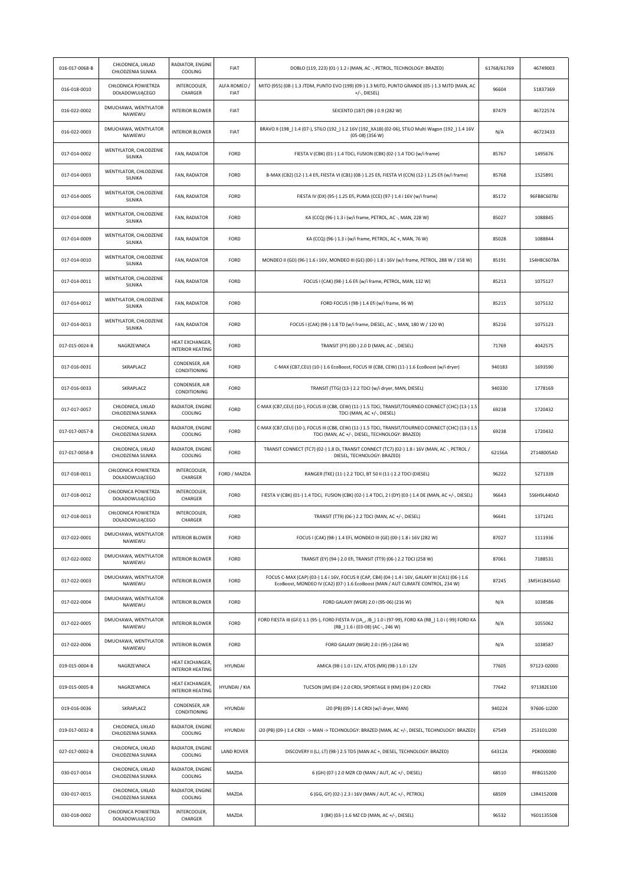| | | | | | | |
|---|---|---|---|---|---|---|
| 016-017-0068-B | CHŁODNICA, UKŁAD CHŁODZENIA SILNIKA | RADIATOR, ENGINE COOLING | FIAT | DOBLO (119, 223) (01-) 1.2 i (MAN, AC -, PETROL, TECHNOLOGY: BRAZED) | 61768/61769 | 46749003 |
| 016-018-0010 | CHŁODNICA POWIETRZA DOŁADOWUJĄCEGO | INTERCOOLER, CHARGER | ALFA ROMEO / FIAT | MITO (955) (08-) 1.3 JTDM, PUNTO EVO (199) (09-) 1.3 MJTD, PUNTO GRANDE (05-) 1.3 MJTD (MAN, AC +/-, DIESEL) | 96604 | 51837369 |
| 016-022-0002 | DMUCHAWA, WENTYLATOR NAWIEWU | INTERIOR BLOWER | FIAT | SEICENTO (187) (98-) 0.9 (282 W) | 87479 | 46722574 |
| 016-022-0003 | DMUCHAWA, WENTYLATOR NAWIEWU | INTERIOR BLOWER | FIAT | BRAVO II (198_) 1.4 (07-), STILO (192_) 1.2 16V (192_XA1B) (02-06), STILO Multi Wagon (192_) 1.4 16V (05-08) (356 W) | N/A | 46723433 |
| 017-014-0002 | WENTYLATOR, CHŁODZENIE SILNIKA | FAN, RADIATOR | FORD | FIESTA V (CBK) (01-) 1.4 TDCi, FUSION (CBK) (02-) 1.4 TDCi (w/i frame) | 85767 | 1495676 |
| 017-014-0003 | WENTYLATOR, CHŁODZENIE SILNIKA | FAN, RADIATOR | FORD | B-MAX (CB2) (12-) 1.4 Efi, FIESTA VI (CB1) (08-) 1.25 Efi, FIESTA VI (CCN) (12-) 1.25 Efi (w/i frame) | 85768 | 1525891 |
| 017-014-0005 | WENTYLATOR, CHŁODZENIE SILNIKA | FAN, RADIATOR | FORD | FIESTA IV (DX) (95-) 1.25 Efi, PUMA (CCE) (97-) 1.4 i 16V (w/i frame) | 85172 | 96FB8C607BJ |
| 017-014-0008 | WENTYLATOR, CHŁODZENIE SILNIKA | FAN, RADIATOR | FORD | KA (CCQ) (96-) 1.3 i (w/i frame, PETROL, AC -, MAN, 228 W) | 85027 | 1088845 |
| 017-014-0009 | WENTYLATOR, CHŁODZENIE SILNIKA | FAN, RADIATOR | FORD | KA (CCQ) (96-) 1.3 i (w/i frame, PETROL, AC +, MAN, 76 W) | 85028 | 1088844 |
| 017-014-0010 | WENTYLATOR, CHŁODZENIE SILNIKA | FAN, RADIATOR | FORD | MONDEO II (GD) (96-) 1.6 i 16V, MONDEO III (GE) (00-) 1.8 i 16V (w/i frame, PETROL, 288 W / 158 W) | 85191 | 1S4H8C607BA |
| 017-014-0011 | WENTYLATOR, CHŁODZENIE SILNIKA | FAN, RADIATOR | FORD | FOCUS I (CAK) (98-) 1.6 Efi (w/i frame, PETROL, MAN, 132 W) | 85213 | 1075127 |
| 017-014-0012 | WENTYLATOR, CHŁODZENIE SILNIKA | FAN, RADIATOR | FORD | FORD FOCUS I (98-) 1.4 Efi (w/i frame, 96 W) | 85215 | 1075132 |
| 017-014-0013 | WENTYLATOR, CHŁODZENIE SILNIKA | FAN, RADIATOR | FORD | FOCUS I (CAK) (98-) 1.8 TD (w/i frame, DIESEL, AC -, MAN, 180 W / 120 W) | 85216 | 1075123 |
| 017-015-0024-B | NAGRZEWNICA | HEAT EXCHANGER, INTERIOR HEATING | FORD | TRANSIT (FY) (00-) 2.0 D (MAN, AC -, DIESEL) | 71769 | 4042575 |
| 017-016-0031 | SKRAPLACZ | CONDENSER, AIR CONDITIONING | FORD | C-MAX (CB7,CEU) (10-) 1.6 EcoBoost, FOCUS III (CB8, CEW) (11-) 1.6 EcoBoost (w/i dryer) | 940183 | 1693590 |
| 017-016-0033 | SKRAPLACZ | CONDENSER, AIR CONDITIONING | FORD | TRANSIT (TTG) (13-) 2.2 TDCI (w/i dryer, MAN, DIESEL) | 940330 | 1778169 |
| 017-017-0057 | CHŁODNICA, UKŁAD CHŁODZENIA SILNIKA | RADIATOR, ENGINE COOLING | FORD | C-MAX (CB7,CEU) (10-), FOCUS III (CB8, CEW) (11-) 1.5 TDCi, TRANSIT/TOURNEO CONNECT (CHC) (13-) 1.5 TDCi (MAN, AC +/-, DIESEL) | 69238 | 1720432 |
| 017-017-0057-B | CHŁODNICA, UKŁAD CHŁODZENIA SILNIKA | RADIATOR, ENGINE COOLING | FORD | C-MAX (CB7,CEU) (10-), FOCUS III (CB8, CEW) (11-) 1.5 TDCi, TRANSIT/TOURNEO CONNECT (CHC) (13-) 1.5 TDCi (MAN, AC +/-, DIESEL, TECHNOLOGY: BRAZED) | 69238 | 1720432 |
| 017-017-0058-B | CHŁODNICA, UKŁAD CHŁODZENIA SILNIKA | RADIATOR, ENGINE COOLING | FORD | TRANSIT CONNECT (TC7) (02-) 1.8 Di, TRANSIT CONNECT (TC7) (02-) 1.8 i 16V (MAN, AC -, PETROL / DIESEL, TECHNOLOGY: BRAZED) | 62156A | 2T148005AD |
| 017-018-0011 | CHŁODNICA POWIETRZA DOŁADOWUJĄCEGO | INTERCOOLER, CHARGER | FORD / MAZDA | RANGER (TKE) (11-) 2.2 TDCI, BT 50 II (11-) 2.2 TDCI (DIESEL) | 96222 | 5271339 |
| 017-018-0012 | CHŁODNICA POWIETRZA DOŁADOWUJĄCEGO | INTERCOOLER, CHARGER | FORD | FIESTA V (CBK) (01-) 1.4 TDCi, FUSION (CBK) (02-) 1.4 TDCi, 2 I (DY) (03-) 1.4 DE (MAN, AC +/-, DIESEL) | 96643 | 5S6H9L440AD |
| 017-018-0013 | CHŁODNICA POWIETRZA DOŁADOWUJĄCEGO | INTERCOOLER, CHARGER | FORD | TRANSIT (TT9) (06-) 2.2 TDCI (MAN, AC +/-, DIESEL) | 96641 | 1371241 |
| 017-022-0001 | DMUCHAWA, WENTYLATOR NAWIEWU | INTERIOR BLOWER | FORD | FOCUS I (CAK) (98-) 1.4 EFi, MONDEO III (GE) (00-) 1.8 i 16V (282 W) | 87027 | 1111936 |
| 017-022-0002 | DMUCHAWA, WENTYLATOR NAWIEWU | INTERIOR BLOWER | FORD | TRANSIT (EY) (94-) 2.0 Efi, TRANSIT (TT9) (06-) 2.2 TDCI (258 W) | 87061 | 7188531 |
| 017-022-0003 | DMUCHAWA, WENTYLATOR NAWIEWU | INTERIOR BLOWER | FORD | FOCUS C-MAX (CAP) (03-) 1.6 i 16V, FOCUS II (CAP, CB4) (04-) 1.4 i 16V, GALAXY III (CA1) (06-) 1.6 EcoBoost, MONDEO IV (CA2) (07-) 1.6 EcoBoost (MAN / AUT CLIMATE CONTROL, 234 W) | 87245 | 3M5H18456AD |
| 017-022-0004 | DMUCHAWA, WENTYLATOR NAWIEWU | INTERIOR BLOWER | FORD | FORD GALAXY (WGR) 2.0 i (95-06) (216 W) | N/A | 1038586 |
| 017-022-0005 | DMUCHAWA, WENTYLATOR NAWIEWU | INTERIOR BLOWER | FORD | FORD FIESTA III (GFJ) 1.1 (95-), FORD FIESTA IV (JA_, JB_) 1.0 i (97-99), FORD KA (RB_) 1.0 i (-99) FORD KA (RB_) 1.6 i (03-08) (AC -, 246 W) | N/A | 1055062 |
| 017-022-0006 | DMUCHAWA, WENTYLATOR NAWIEWU | INTERIOR BLOWER | FORD | FORD GALAXY (WGR) 2.0 i (95-) (264 W) | N/A | 1038587 |
| 019-015-0004-B | NAGRZEWNICA | HEAT EXCHANGER, INTERIOR HEATING | HYUNDAI | AMICA (98-) 1.0 i 12V, ATOS (MX) (98-) 1.0 i 12V | 77605 | 97123-02000 |
| 019-015-0005-B | NAGRZEWNICA | HEAT EXCHANGER, INTERIOR HEATING | HYUNDAI / KIA | TUCSON (JM) (04-) 2.0 CRDi, SPORTAGE II (KM) (04-) 2.0 CRDi | 77642 | 971382E100 |
| 019-016-0036 | SKRAPLACZ | CONDENSER, AIR CONDITIONING | HYUNDAI | i20 (PB) (09-) 1.4 CRDI (w/i dryer, MAN) | 940224 | 97606-1J200 |
| 019-017-0032-B | CHŁODNICA, UKŁAD CHŁODZENIA SILNIKA | RADIATOR, ENGINE COOLING | HYUNDAI | i20 (PB) (09-) 1.4 CRDI -> MAN -> TECHNOLOGY: BRAZED (MAN, AC +/-, DIESEL, TECHNOLOGY: BRAZED) | 67549 | 253101J200 |
| 027-017-0002-B | CHŁODNICA, UKŁAD CHŁODZENIA SILNIKA | RADIATOR, ENGINE COOLING | LAND ROVER | DISCOVERY II (LJ, LT) (98-) 2.5 TD5 (MAN AC +, DIESEL, TECHNOLOGY: BRAZED) | 64312A | PDK000080 |
| 030-017-0014 | CHŁODNICA, UKŁAD CHŁODZENIA SILNIKA | RADIATOR, ENGINE COOLING | MAZDA | 6 (GH) (07-) 2.0 MZR CD (MAN / AUT, AC +/-, DIESEL) | 68510 | RF8G15200 |
| 030-017-0015 | CHŁODNICA, UKŁAD CHŁODZENIA SILNIKA | RADIATOR, ENGINE COOLING | MAZDA | 6 (GG, GY) (02-) 2.3 i 16V (MAN / AUT, AC +/-, PETROL) | 68509 | L3R415200B |
| 030-018-0002 | CHŁODNICA POWIETRZA DOŁADOWUJĄCEGO | INTERCOOLER, CHARGER | MAZDA | 3 (BK) (03-) 1.6 MZ CD (MAN, AC +/-, DIESEL) | 96532 | Y60113550B |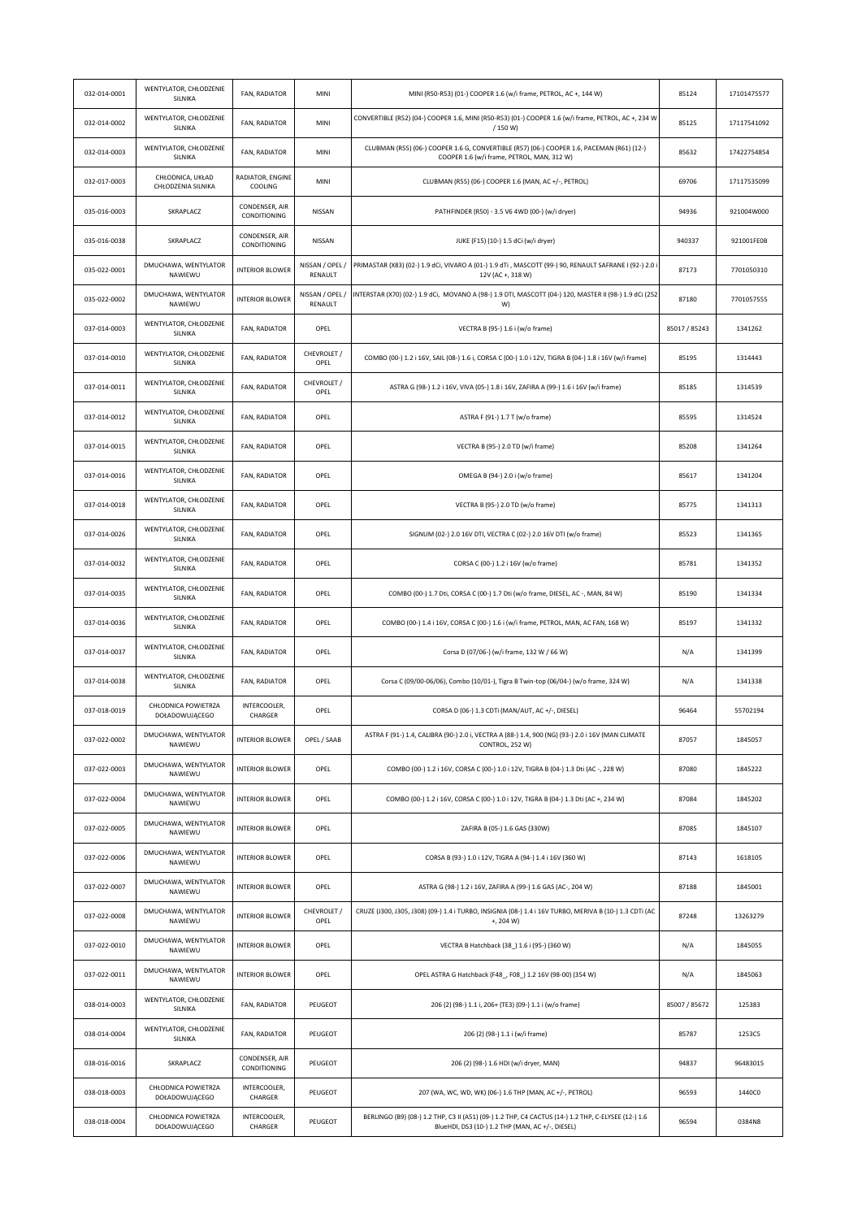| 032-014-0001 | WENTYLATOR, CHŁODZENIE SILNIKA | FAN, RADIATOR | MINI | MINI (R50-R53) (01-) COOPER 1.6 (w/i frame, PETROL, AC +, 144 W) | 85124 | 17101475577 |
|---|---|---|---|---|---|---|
| 032-014-0002 | WENTYLATOR, CHŁODZENIE SILNIKA | FAN, RADIATOR | MINI | CONVERTIBLE (R52) (04-) COOPER 1.6, MINI (R50-R53) (01-) COOPER 1.6 (w/i frame, PETROL, AC +, 234 W / 150 W) | 85125 | 17117541092 |
| 032-014-0003 | WENTYLATOR, CHŁODZENIE SILNIKA | FAN, RADIATOR | MINI | CLUBMAN (R55) (06-) COOPER 1.6 G, CONVERTIBLE (R57) (06-) COOPER 1.6, PACEMAN (R61) (12-) COOPER 1.6 (w/i frame, PETROL, MAN, 312 W) | 85632 | 17422754854 |
| 032-017-0003 | CHŁODNICA, UKŁAD CHŁODZENIA SILNIKA | RADIATOR, ENGINE COOLING | MINI | CLUBMAN (R55) (06-) COOPER 1.6 (MAN, AC +/-, PETROL) | 69706 | 17117535099 |
| 035-016-0003 | SKRAPLACZ | CONDENSER, AIR CONDITIONING | NISSAN | PATHFINDER (R50) - 3.5 V6 4WD (00-) (w/i dryer) | 94936 | 921004W000 |
| 035-016-0038 | SKRAPLACZ | CONDENSER, AIR CONDITIONING | NISSAN | JUKE (F15) (10-) 1.5 dCi (w/i dryer) | 940337 | 921001FE0B |
| 035-022-0001 | DMUCHAWA, WENTYLATOR NAWIEWU | INTERIOR BLOWER | NISSAN / OPEL / RENAULT | PRIMASTAR (X83) (02-) 1.9 dCi, VIVARO A (01-) 1.9 dTi , MASCOTT (99-) 90, RENAULT SAFRANE I (92-) 2.0 i 12V (AC +, 318 W) | 87173 | 7701050310 |
| 035-022-0002 | DMUCHAWA, WENTYLATOR NAWIEWU | INTERIOR BLOWER | NISSAN / OPEL / RENAULT | INTERSTAR (X70) (02-) 1.9 dCi, MOVANO A (98-) 1.9 DTI, MASCOTT (04-) 120, MASTER II (98-) 1.9 dCi (252 W) | 87180 | 7701057555 |
| 037-014-0003 | WENTYLATOR, CHŁODZENIE SILNIKA | FAN, RADIATOR | OPEL | VECTRA B (95-) 1.6 i (w/o frame) | 85017 / 85243 | 1341262 |
| 037-014-0010 | WENTYLATOR, CHŁODZENIE SILNIKA | FAN, RADIATOR | CHEVROLET / OPEL | COMBO (00-) 1.2 i 16V, SAIL (08-) 1.6 i, CORSA C (00-) 1.0 i 12V, TIGRA B (04-) 1.8 i 16V (w/i frame) | 85195 | 1314443 |
| 037-014-0011 | WENTYLATOR, CHŁODZENIE SILNIKA | FAN, RADIATOR | CHEVROLET / OPEL | ASTRA G (98-) 1.2 i 16V, VIVA (05-) 1.8 i 16V, ZAFIRA A (99-) 1.6 i 16V (w/i frame) | 85185 | 1314539 |
| 037-014-0012 | WENTYLATOR, CHŁODZENIE SILNIKA | FAN, RADIATOR | OPEL | ASTRA F (91-) 1.7 T (w/o frame) | 85595 | 1314524 |
| 037-014-0015 | WENTYLATOR, CHŁODZENIE SILNIKA | FAN, RADIATOR | OPEL | VECTRA B (95-) 2.0 TD (w/i frame) | 85208 | 1341264 |
| 037-014-0016 | WENTYLATOR, CHŁODZENIE SILNIKA | FAN, RADIATOR | OPEL | OMEGA B (94-) 2.0 i (w/o frame) | 85617 | 1341204 |
| 037-014-0018 | WENTYLATOR, CHŁODZENIE SILNIKA | FAN, RADIATOR | OPEL | VECTRA B (95-) 2.0 TD (w/o frame) | 85775 | 1341313 |
| 037-014-0026 | WENTYLATOR, CHŁODZENIE SILNIKA | FAN, RADIATOR | OPEL | SIGNUM (02-) 2.0 16V DTI, VECTRA C (02-) 2.0 16V DTI (w/o frame) | 85523 | 1341365 |
| 037-014-0032 | WENTYLATOR, CHŁODZENIE SILNIKA | FAN, RADIATOR | OPEL | CORSA C (00-) 1.2 i 16V (w/o frame) | 85781 | 1341352 |
| 037-014-0035 | WENTYLATOR, CHŁODZENIE SILNIKA | FAN, RADIATOR | OPEL | COMBO (00-) 1.7 Dti, CORSA C (00-) 1.7 Dti (w/o frame, DIESEL, AC -, MAN, 84 W) | 85190 | 1341334 |
| 037-014-0036 | WENTYLATOR, CHŁODZENIE SILNIKA | FAN, RADIATOR | OPEL | COMBO (00-) 1.4 i 16V, CORSA C (00-) 1.6 i (w/i frame, PETROL, MAN, AC FAN, 168 W) | 85197 | 1341332 |
| 037-014-0037 | WENTYLATOR, CHŁODZENIE SILNIKA | FAN, RADIATOR | OPEL | Corsa D (07/06-) (w/i frame, 132 W / 66 W) | N/A | 1341399 |
| 037-014-0038 | WENTYLATOR, CHŁODZENIE SILNIKA | FAN, RADIATOR | OPEL | Corsa C (09/00-06/06), Combo (10/01-), Tigra B Twin-top (06/04-) (w/o frame, 324 W) | N/A | 1341338 |
| 037-018-0019 | CHŁODNICA POWIETRZA DOŁADOWUJĄCEGO | INTERCOOLER, CHARGER | OPEL | CORSA D (06-) 1.3 CDTi (MAN/AUT, AC +/-, DIESEL) | 96464 | 55702194 |
| 037-022-0002 | DMUCHAWA, WENTYLATOR NAWIEWU | INTERIOR BLOWER | OPEL / SAAB | ASTRA F (91-) 1.4, CALIBRA (90-) 2.0 i, VECTRA A (88-) 1.4, 900 (NG) (93-) 2.0 i 16V (MAN CLIMATE CONTROL, 252 W) | 87057 | 1845057 |
| 037-022-0003 | DMUCHAWA, WENTYLATOR NAWIEWU | INTERIOR BLOWER | OPEL | COMBO (00-) 1.2 i 16V, CORSA C (00-) 1.0 i 12V, TIGRA B (04-) 1.3 Dti (AC -, 228 W) | 87080 | 1845222 |
| 037-022-0004 | DMUCHAWA, WENTYLATOR NAWIEWU | INTERIOR BLOWER | OPEL | COMBO (00-) 1.2 i 16V, CORSA C (00-) 1.0 i 12V, TIGRA B (04-) 1.3 Dti (AC +, 234 W) | 87084 | 1845202 |
| 037-022-0005 | DMUCHAWA, WENTYLATOR NAWIEWU | INTERIOR BLOWER | OPEL | ZAFIRA B (05-) 1.6 GAS (330W) | 87085 | 1845107 |
| 037-022-0006 | DMUCHAWA, WENTYLATOR NAWIEWU | INTERIOR BLOWER | OPEL | CORSA B (93-) 1.0 i 12V, TIGRA A (94-) 1.4 i 16V (360 W) | 87143 | 1618105 |
| 037-022-0007 | DMUCHAWA, WENTYLATOR NAWIEWU | INTERIOR BLOWER | OPEL | ASTRA G (98-) 1.2 i 16V, ZAFIRA A (99-) 1.6 GAS (AC-, 204 W) | 87188 | 1845001 |
| 037-022-0008 | DMUCHAWA, WENTYLATOR NAWIEWU | INTERIOR BLOWER | CHEVROLET / OPEL | CRUZE (J300, J305, J308) (09-) 1.4 i TURBO, INSIGNIA (08-) 1.4 i 16V TURBO, MERIVA B (10-) 1.3 CDTi (AC +, 204 W) | 87248 | 13263279 |
| 037-022-0010 | DMUCHAWA, WENTYLATOR NAWIEWU | INTERIOR BLOWER | OPEL | VECTRA B Hatchback (38_) 1.6 i (95-) (360 W) | N/A | 1845055 |
| 037-022-0011 | DMUCHAWA, WENTYLATOR NAWIEWU | INTERIOR BLOWER | OPEL | OPEL ASTRA G Hatchback (F48_, F08_) 1.2 16V (98-00) (354 W) | N/A | 1845063 |
| 038-014-0003 | WENTYLATOR, CHŁODZENIE SILNIKA | FAN, RADIATOR | PEUGEOT | 206 (2) (98-) 1.1 i, 206+ (TE3) (09-) 1.1 i (w/o frame) | 85007 / 85672 | 125383 |
| 038-014-0004 | WENTYLATOR, CHŁODZENIE SILNIKA | FAN, RADIATOR | PEUGEOT | 206 (2) (98-) 1.1 i (w/i frame) | 85787 | 1253C5 |
| 038-016-0016 | SKRAPLACZ | CONDENSER, AIR CONDITIONING | PEUGEOT | 206 (2) (98-) 1.6 HDI (w/i dryer, MAN) | 94837 | 96483015 |
| 038-018-0003 | CHŁODNICA POWIETRZA DOŁADOWUJĄCEGO | INTERCOOLER, CHARGER | PEUGEOT | 207 (WA, WC, WD, WK) (06-) 1.6 THP (MAN, AC +/-, PETROL) | 96593 | 1440C0 |
| 038-018-0004 | CHŁODNICA POWIETRZA DOŁADOWUJĄCEGO | INTERCOOLER, CHARGER | PEUGEOT | BERLINGO (B9) (08-) 1.2 THP, C3 II (A51) (09-) 1.2 THP, C4 CACTUS (14-) 1.2 THP, C-ELYSEE (12-) 1.6 BlueHDI, DS3 (10-) 1.2 THP (MAN, AC +/-, DIESEL) | 96594 | 0384N8 |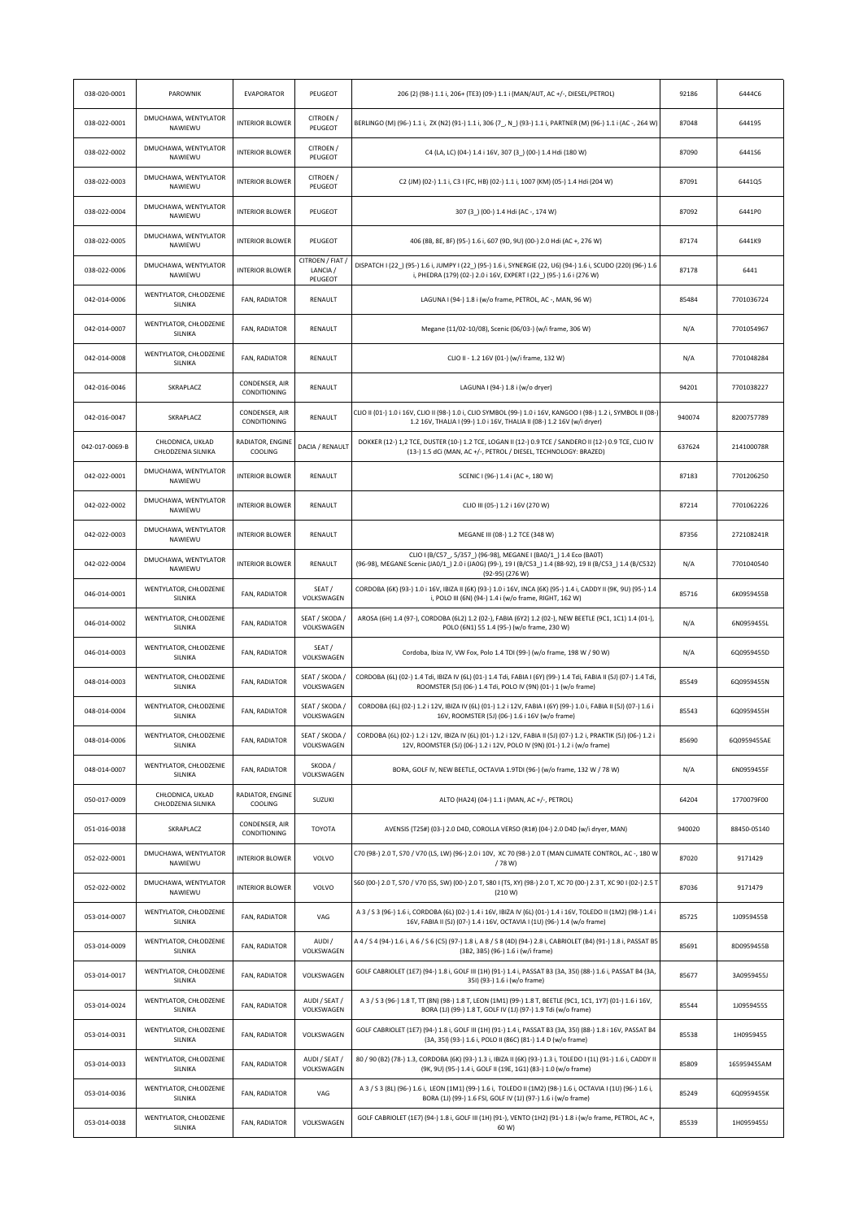| 038-020-0001 | PAROWNIK | EVAPORATOR | PEUGEOT | 206 (2) (98-) 1.1 i, 206+ (TE3) (09-) 1.1 i (MAN/AUT, AC +/-, DIESEL/PETROL) | 92186 | 6444C6 |
|---|---|---|---|---|---|---|
| 038-022-0001 | DMUCHAWA, WENTYLATOR NAWIEWU | INTERIOR BLOWER | CITROEN / PEUGEOT | BERLINGO (M) (96-) 1.1 i, ZX (N2) (91-) 1.1 i, 306 (7_, N_) (93-) 1.1 i, PARTNER (M) (96-) 1.1 i (AC -, 264 W) | 87048 | 644195 |
| 038-022-0002 | DMUCHAWA, WENTYLATOR NAWIEWU | INTERIOR BLOWER | CITROEN / PEUGEOT | C4 (LA, LC) (04-) 1.4 i 16V, 307 (3_) (00-) 1.4 Hdi (180 W) | 87090 | 6441S6 |
| 038-022-0003 | DMUCHAWA, WENTYLATOR NAWIEWU | INTERIOR BLOWER | CITROEN / PEUGEOT | C2 (JM) (02-) 1.1 i, C3 I (FC, HB) (02-) 1.1 i, 1007 (KM) (05-) 1.4 Hdi (204 W) | 87091 | 6441Q5 |
| 038-022-0004 | DMUCHAWA, WENTYLATOR NAWIEWU | INTERIOR BLOWER | PEUGEOT | 307 (3_) (00-) 1.4 Hdi (AC -, 174 W) | 87092 | 6441P0 |
| 038-022-0005 | DMUCHAWA, WENTYLATOR NAWIEWU | INTERIOR BLOWER | PEUGEOT | 406 (8B, 8E, 8F) (95-) 1.6 i, 607 (9D, 9U) (00-) 2.0 Hdi (AC +, 276 W) | 87174 | 6441K9 |
| 038-022-0006 | DMUCHAWA, WENTYLATOR NAWIEWU | INTERIOR BLOWER | CITROEN / FIAT / LANCIA / PEUGEOT | DISPATCH I (22_) (95-) 1.6 i, JUMPY I (22_) (95-) 1.6 i, SYNERGIE (22, U6) (94-) 1.6 i, SCUDO (220) (96-) 1.6 i, PHEDRA (179) (02-) 2.0 i 16V, EXPERT I (22_) (95-) 1.6 i (276 W) | 87178 | 6441 |
| 042-014-0006 | WENTYLATOR, CHŁODZENIE SILNIKA | FAN, RADIATOR | RENAULT | LAGUNA I (94-) 1.8 i (w/o frame, PETROL, AC -, MAN, 96 W) | 85484 | 7701036724 |
| 042-014-0007 | WENTYLATOR, CHŁODZENIE SILNIKA | FAN, RADIATOR | RENAULT | Megane (11/02-10/08), Scenic (06/03-) (w/i frame, 306 W) | N/A | 7701054967 |
| 042-014-0008 | WENTYLATOR, CHŁODZENIE SILNIKA | FAN, RADIATOR | RENAULT | CLIO II - 1.2 16V (01-) (w/i frame, 132 W) | N/A | 7701048284 |
| 042-016-0046 | SKRAPLACZ | CONDENSER, AIR CONDITIONING | RENAULT | LAGUNA I (94-) 1.8 i (w/o dryer) | 94201 | 7701038227 |
| 042-016-0047 | SKRAPLACZ | CONDENSER, AIR CONDITIONING | RENAULT | CLIO II (01-) 1.0 i 16V, CLIO II (98-) 1.0 i, CLIO SYMBOL (99-) 1.0 i 16V, KANGOO I (98-) 1.2 i, SYMBOL II (08-) 1.2 16V, THALIA I (99-) 1.0 i 16V, THALIA II (08-) 1.2 16V (w/i dryer) | 940074 | 8200757789 |
| 042-017-0069-B | CHŁODNICA, UKŁAD CHŁODZENIA SILNIKA | RADIATOR, ENGINE COOLING | DACIA / RENAULT | DOKKER (12-) 1,2 TCE, DUSTER (10-) 1.2 TCE, LOGAN II (12-) 0.9 TCE / SANDERO II (12-) 0.9 TCE, CLIO IV (13-) 1.5 dCi (MAN, AC +/-, PETROL / DIESEL, TECHNOLOGY: BRAZED) | 637624 | 214100078R |
| 042-022-0001 | DMUCHAWA, WENTYLATOR NAWIEWU | INTERIOR BLOWER | RENAULT | SCENIC I (96-) 1.4 i (AC +, 180 W) | 87183 | 7701206250 |
| 042-022-0002 | DMUCHAWA, WENTYLATOR NAWIEWU | INTERIOR BLOWER | RENAULT | CLIO III (05-) 1.2 i 16V (270 W) | 87214 | 7701062226 |
| 042-022-0003 | DMUCHAWA, WENTYLATOR NAWIEWU | INTERIOR BLOWER | RENAULT | MEGANE III (08-) 1.2 TCE (348 W) | 87356 | 272108241R |
| 042-022-0004 | DMUCHAWA, WENTYLATOR NAWIEWU | INTERIOR BLOWER | RENAULT | CLIO I (B/C57_, 5/357_) (96-98), MEGANE I (BA0/1_) 1.4 Eco (BA0T) (96-98), MEGANE Scenic (JA0/1_) 2.0 i (JA0G) (99-), 19 I (B/C53_) 1.4 (88-92), 19 II (B/C53_) 1.4 (B/C532) (92-95) (276 W) | N/A | 7701040540 |
| 046-014-0001 | WENTYLATOR, CHŁODZENIE SILNIKA | FAN, RADIATOR | SEAT / VOLKSWAGEN | CORDOBA (6K) (93-) 1.0 i 16V, IBIZA II (6K) (93-) 1.0 i 16V, INCA (6K) (95-) 1.4 i, CADDY II (9K, 9U) (95-) 1.4 i, POLO III (6N) (94-) 1.4 i (w/o frame, RIGHT, 162 W) | 85716 | 6K0959455B |
| 046-014-0002 | WENTYLATOR, CHŁODZENIE SILNIKA | FAN, RADIATOR | SEAT / SKODA / VOLKSWAGEN | AROSA (6H) 1.4 (97-), CORDOBA (6L2) 1.2 (02-), FABIA (6Y2) 1.2 (02-), NEW BEETLE (9C1, 1C1) 1.4 (01-), POLO (6N1) 55 1.4 (95-) (w/o frame, 230 W) | N/A | 6N0959455L |
| 046-014-0003 | WENTYLATOR, CHŁODZENIE SILNIKA | FAN, RADIATOR | SEAT / VOLKSWAGEN | Cordoba, Ibiza IV, VW Fox, Polo 1.4 TDI (99-) (w/o frame, 198 W / 90 W) | N/A | 6Q0959455D |
| 048-014-0003 | WENTYLATOR, CHŁODZENIE SILNIKA | FAN, RADIATOR | SEAT / SKODA / VOLKSWAGEN | CORDOBA (6L) (02-) 1.4 Tdi, IBIZA IV (6L) (01-) 1.4 Tdi, FABIA I (6Y) (99-) 1.4 Tdi, FABIA II (5J) (07-) 1.4 Tdi, ROOMSTER (5J) (06-) 1.4 Tdi, POLO IV (9N) (01-) 1 (w/o frame) | 85549 | 6Q0959455N |
| 048-014-0004 | WENTYLATOR, CHŁODZENIE SILNIKA | FAN, RADIATOR | SEAT / SKODA / VOLKSWAGEN | CORDOBA (6L) (02-) 1.2 i 12V, IBIZA IV (6L) (01-) 1.2 i 12V, FABIA I (6Y) (99-) 1.0 i, FABIA II (5J) (07-) 1.6 i 16V, ROOMSTER (5J) (06-) 1.6 i 16V (w/o frame) | 85543 | 6Q0959455H |
| 048-014-0006 | WENTYLATOR, CHŁODZENIE SILNIKA | FAN, RADIATOR | SEAT / SKODA / VOLKSWAGEN | CORDOBA (6L) (02-) 1.2 i 12V, IBIZA IV (6L) (01-) 1.2 i 12V, FABIA II (5J) (07-) 1.2 i, PRAKTIK (5J) (06-) 1.2 i 12V, ROOMSTER (5J) (06-) 1.2 i 12V, POLO IV (9N) (01-) 1.2 i (w/o frame) | 85690 | 6Q0959455AE |
| 048-014-0007 | WENTYLATOR, CHŁODZENIE SILNIKA | FAN, RADIATOR | SKODA / VOLKSWAGEN | BORA, GOLF IV, NEW BEETLE, OCTAVIA 1.9TDI (96-) (w/o frame, 132 W / 78 W) | N/A | 6N0959455F |
| 050-017-0009 | CHŁODNICA, UKŁAD CHŁODZENIA SILNIKA | RADIATOR, ENGINE COOLING | SUZUKI | ALTO (HA24) (04-) 1.1 i (MAN, AC +/-, PETROL) | 64204 | 1770079F00 |
| 051-016-0038 | SKRAPLACZ | CONDENSER, AIR CONDITIONING | TOYOTA | AVENSIS (T25#) (03-) 2.0 D4D, COROLLA VERSO (R1#) (04-) 2.0 D4D (w/i dryer, MAN) | 940020 | 88450-05140 |
| 052-022-0001 | DMUCHAWA, WENTYLATOR NAWIEWU | INTERIOR BLOWER | VOLVO | C70 (98-) 2.0 T, S70 / V70 (LS, LW) (96-) 2.0 i 10V, XC 70 (98-) 2.0 T (MAN CLIMATE CONTROL, AC -, 180 W / 78 W) | 87020 | 9171429 |
| 052-022-0002 | DMUCHAWA, WENTYLATOR NAWIEWU | INTERIOR BLOWER | VOLVO | S60 (00-) 2.0 T, S70 / V70 (SS, SW) (00-) 2.0 T, S80 I (TS, XY) (98-) 2.0 T, XC 70 (00-) 2.3 T, XC 90 I (02-) 2.5 T (210 W) | 87036 | 9171479 |
| 053-014-0007 | WENTYLATOR, CHŁODZENIE SILNIKA | FAN, RADIATOR | VAG | A 3 / S 3 (96-) 1.6 i, CORDOBA (6L) (02-) 1.4 i 16V, IBIZA IV (6L) (01-) 1.4 i 16V, TOLEDO II (1M2) (98-) 1.4 i 16V, FABIA II (5J) (07-) 1.4 i 16V, OCTAVIA I (1U) (96-) 1.4 (w/o frame) | 85725 | 1J0959455B |
| 053-014-0009 | WENTYLATOR, CHŁODZENIE SILNIKA | FAN, RADIATOR | AUDI / VOLKSWAGEN | A 4 / S 4 (94-) 1.6 i, A 6 / S 6 (C5) (97-) 1.8 i, A 8 / S 8 (4D) (94-) 2.8 i, CABRIOLET (B4) (91-) 1.8 i, PASSAT B5 (3B2, 3B5) (96-) 1.6 i (w/i frame) | 85691 | 8D0959455B |
| 053-014-0017 | WENTYLATOR, CHŁODZENIE SILNIKA | FAN, RADIATOR | VOLKSWAGEN | GOLF CABRIOLET (1E7) (94-) 1.8 i, GOLF III (1H) (91-) 1.4 i, PASSAT B3 (3A, 35I) (88-) 1.6 i, PASSAT B4 (3A, 35I) (93-) 1.6 i (w/o frame) | 85677 | 3A0959455J |
| 053-014-0024 | WENTYLATOR, CHŁODZENIE SILNIKA | FAN, RADIATOR | AUDI / SEAT / VOLKSWAGEN | A 3 / S 3 (96-) 1.8 T, TT (8N) (98-) 1.8 T, LEON (1M1) (99-) 1.8 T, BEETLE (9C1, 1C1, 1Y7) (01-) 1.6 i 16V, BORA (1J) (99-) 1.8 T, GOLF IV (1J) (97-) 1.9 Tdi (w/o frame) | 85544 | 1J0959455S |
| 053-014-0031 | WENTYLATOR, CHŁODZENIE SILNIKA | FAN, RADIATOR | VOLKSWAGEN | GOLF CABRIOLET (1E7) (94-) 1.8 i, GOLF III (1H) (91-) 1.4 i, PASSAT B3 (3A, 35I) (88-) 1.8 i 16V, PASSAT B4 (3A, 35I) (93-) 1.6 i, POLO II (86C) (81-) 1.4 D (w/o frame) | 85538 | 1H0959455 |
| 053-014-0033 | WENTYLATOR, CHŁODZENIE SILNIKA | FAN, RADIATOR | AUDI / SEAT / VOLKSWAGEN | 80 / 90 (B2) (78-) 1.3, CORDOBA (6K) (93-) 1.3 i, IBIZA II (6K) (93-) 1.3 i, TOLEDO I (1L) (91-) 1.6 i, CADDY II (9K, 9U) (95-) 1.4 i, GOLF II (19E, 1G1) (83-) 1.0 (w/o frame) | 85809 | 165959455AM |
| 053-014-0036 | WENTYLATOR, CHŁODZENIE SILNIKA | FAN, RADIATOR | VAG | A 3 / S 3 (8L) (96-) 1.6 i, LEON (1M1) (99-) 1.6 i, TOLEDO II (1M2) (98-) 1.6 i, OCTAVIA I (1U) (96-) 1.6 i, BORA (1J) (99-) 1.6 FSI, GOLF IV (1J) (97-) 1.6 i (w/o frame) | 85249 | 6Q0959455K |
| 053-014-0038 | WENTYLATOR, CHŁODZENIE SILNIKA | FAN, RADIATOR | VOLKSWAGEN | GOLF CABRIOLET (1E7) (94-) 1.8 i, GOLF III (1H) (91-), VENTO (1H2) (91-) 1.8 i (w/o frame, PETROL, AC +, 60 W) | 85539 | 1H0959455J |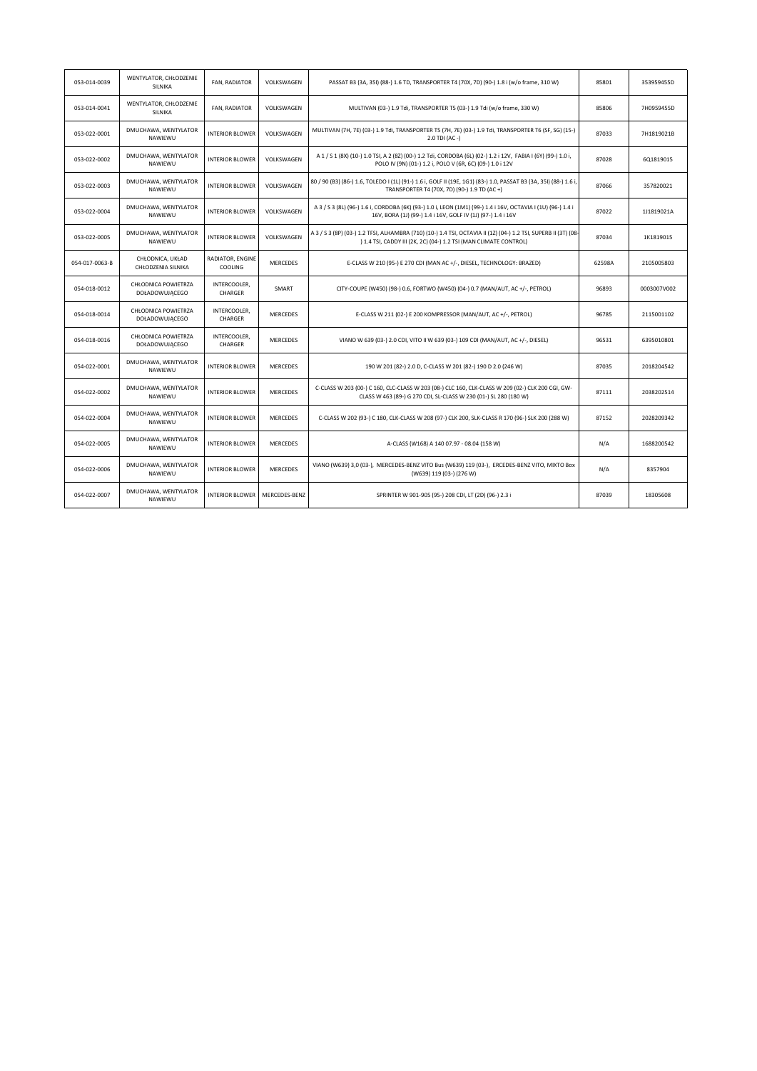| | | | | | | |
|---|---|---|---|---|---|---|
| 053-014-0039 | WENTYLATOR, CHŁODZENIE SILNIKA | FAN, RADIATOR | VOLKSWAGEN | PASSAT B3 (3A, 35I) (88-) 1.6 TD, TRANSPORTER T4 (70X, 7D) (90-) 1.8 i (w/o frame, 310 W) | 85801 | 353959455D |
| 053-014-0041 | WENTYLATOR, CHŁODZENIE SILNIKA | FAN, RADIATOR | VOLKSWAGEN | MULTIVAN (03-) 1.9 Tdi, TRANSPORTER T5 (03-) 1.9 Tdi (w/o frame, 330 W) | 85806 | 7H0959455D |
| 053-022-0001 | DMUCHAWA, WENTYLATOR NAWIEWU | INTERIOR BLOWER | VOLKSWAGEN | MULTIVAN (7H, 7E) (03-) 1.9 Tdi, TRANSPORTER T5 (7H, 7E) (03-) 1.9 Tdi, TRANSPORTER T6 (SF, SG) (15-) 2.0 TDI (AC -) | 87033 | 7H1819021B |
| 053-022-0002 | DMUCHAWA, WENTYLATOR NAWIEWU | INTERIOR BLOWER | VOLKSWAGEN | A 1 / S 1 (8X) (10-) 1.0 TSI, A 2 (8Z) (00-) 1.2 Tdi, CORDOBA (6L) (02-) 1.2 i 12V, FABIA I (6Y) (99-) 1.0 i, POLO IV (9N) (01-) 1.2 i, POLO V (6R, 6C) (09-) 1.0 i 12V | 87028 | 6Q1819015 |
| 053-022-0003 | DMUCHAWA, WENTYLATOR NAWIEWU | INTERIOR BLOWER | VOLKSWAGEN | 80 / 90 (B3) (86-) 1.6, TOLEDO I (1L) (91-) 1.6 i, GOLF II (19E, 1G1) (83-) 1.0, PASSAT B3 (3A, 35I) (88-) 1.6 i, TRANSPORTER T4 (70X, 7D) (90-) 1.9 TD (AC +) | 87066 | 357820021 |
| 053-022-0004 | DMUCHAWA, WENTYLATOR NAWIEWU | INTERIOR BLOWER | VOLKSWAGEN | A 3 / S 3 (8L) (96-) 1.6 i, CORDOBA (6K) (93-) 1.0 i, LEON (1M1) (99-) 1.4 i 16V, OCTAVIA I (1U) (96-) 1.4 i 16V, BORA (1J) (99-) 1.4 i 16V, GOLF IV (1J) (97-) 1.4 i 16V | 87022 | 1J1819021A |
| 053-022-0005 | DMUCHAWA, WENTYLATOR NAWIEWU | INTERIOR BLOWER | VOLKSWAGEN | A 3 / S 3 (8P) (03-) 1.2 TFSI, ALHAMBRA (710) (10-) 1.4 TSI, OCTAVIA II (1Z) (04-) 1.2 TSI, SUPERB II (3T) (08-) 1.4 TSI, CADDY III (2K, 2C) (04-) 1.2 TSI (MAN CLIMATE CONTROL) | 87034 | 1K1819015 |
| 054-017-0063-B | CHŁODNICA, UKŁAD CHŁODZENIA SILNIKA | RADIATOR, ENGINE COOLING | MERCEDES | E-CLASS W 210 (95-) E 270 CDI (MAN AC +/-, DIESEL, TECHNOLOGY: BRAZED) | 62598A | 2105005803 |
| 054-018-0012 | CHŁODNICA POWIETRZA DOŁADOWUJĄCEGO | INTERCOOLER, CHARGER | SMART | CITY-COUPE (W450) (98-) 0.6, FORTWO (W450) (04-) 0.7 (MAN/AUT, AC +/-, PETROL) | 96893 | 0003007V002 |
| 054-018-0014 | CHŁODNICA POWIETRZA DOŁADOWUJĄCEGO | INTERCOOLER, CHARGER | MERCEDES | E-CLASS W 211 (02-) E 200 KOMPRESSOR (MAN/AUT, AC +/-, PETROL) | 96785 | 2115001102 |
| 054-018-0016 | CHŁODNICA POWIETRZA DOŁADOWUJĄCEGO | INTERCOOLER, CHARGER | MERCEDES | VIANO W 639 (03-) 2.0 CDI, VITO II W 639 (03-) 109 CDI (MAN/AUT, AC +/-, DIESEL) | 96531 | 6395010801 |
| 054-022-0001 | DMUCHAWA, WENTYLATOR NAWIEWU | INTERIOR BLOWER | MERCEDES | 190 W 201 (82-) 2.0 D, C-CLASS W 201 (82-) 190 D 2.0 (246 W) | 87035 | 2018204542 |
| 054-022-0002 | DMUCHAWA, WENTYLATOR NAWIEWU | INTERIOR BLOWER | MERCEDES | C-CLASS W 203 (00-) C 160, CLC-CLASS W 203 (08-) CLC 160, CLK-CLASS W 209 (02-) CLK 200 CGI, GW-CLASS W 463 (89-) G 270 CDI, SL-CLASS W 230 (01-) SL 280 (180 W) | 87111 | 2038202514 |
| 054-022-0004 | DMUCHAWA, WENTYLATOR NAWIEWU | INTERIOR BLOWER | MERCEDES | C-CLASS W 202 (93-) C 180, CLK-CLASS W 208 (97-) CLK 200, SLK-CLASS R 170 (96-) SLK 200 (288 W) | 87152 | 2028209342 |
| 054-022-0005 | DMUCHAWA, WENTYLATOR NAWIEWU | INTERIOR BLOWER | MERCEDES | A-CLASS (W168) A 140 07.97 - 08.04 (158 W) | N/A | 1688200542 |
| 054-022-0006 | DMUCHAWA, WENTYLATOR NAWIEWU | INTERIOR BLOWER | MERCEDES | VIANO (W639) 3,0 (03-), MERCEDES-BENZ VITO Bus (W639) 119 (03-), ERCEDES-BENZ VITO, MIXTO Box (W639) 119 (03-) (276 W) | N/A | 8357904 |
| 054-022-0007 | DMUCHAWA, WENTYLATOR NAWIEWU | INTERIOR BLOWER | MERCEDES-BENZ | SPRINTER W 901-905 (95-) 208 CDI, LT (2D) (96-) 2.3 i | 87039 | 18305608 |